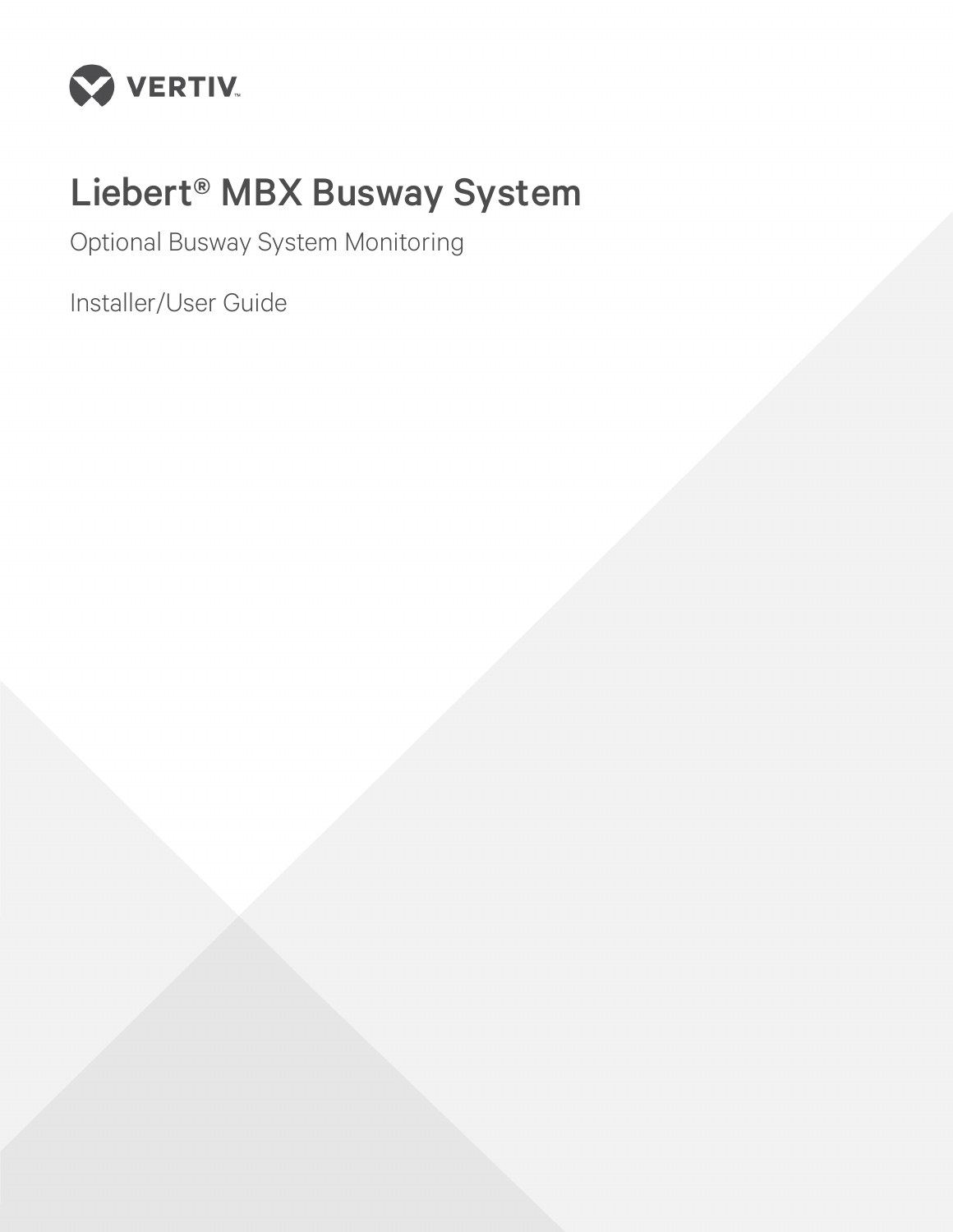VERTIV

# Liebert® MBX Busway System

Optional Busway System Monitoring

Installer/User Guide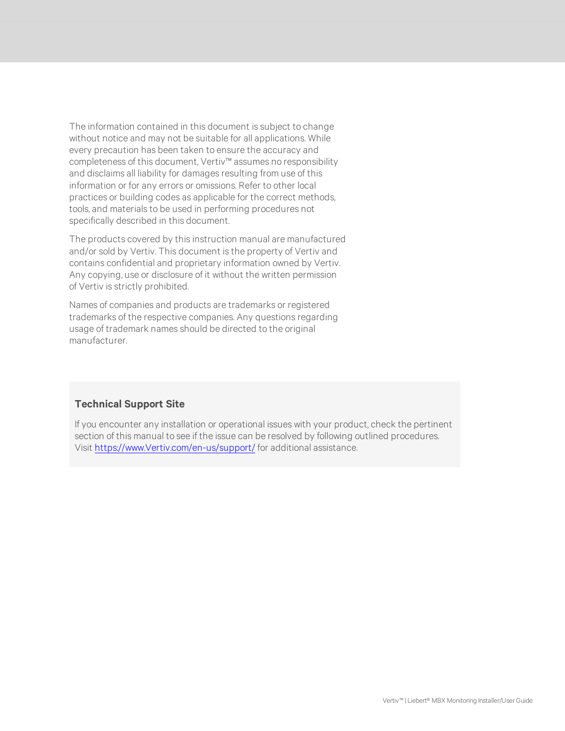The information contained in this document is subject to change without notice and may not be suitable for all applications. While every precaution has been taken to ensure the accuracy and completeness of this document, Vertiv™ assumes no responsibility and disclaims all liability for damages resulting from use of this information or for any errors or omissions. Refer to other local practices or building codes as applicable for the correct methods, tools, and materials to be used in performing procedures not specifically described in this document.

The products covered by this instruction manual are manufactured and/or sold by Vertiv. This document is the property of Vertiv and contains confidential and proprietary information owned by Vertiv. Any copying, use or disclosure of it without the written permission of Vertiv is strictly prohibited.

Names of companies and products are trademarks or registered trademarks of the respective companies. Any questions regarding usage of trademark names should be directed to the original manufacturer.

**Technical Support Site**

If you encounter any installation or operational issues with your product, check the pertinent section of this manual to see if the issue can be resolved by following outlined procedures. Visit https://www.Vertiv.com/en-us/support/ for additional assistance.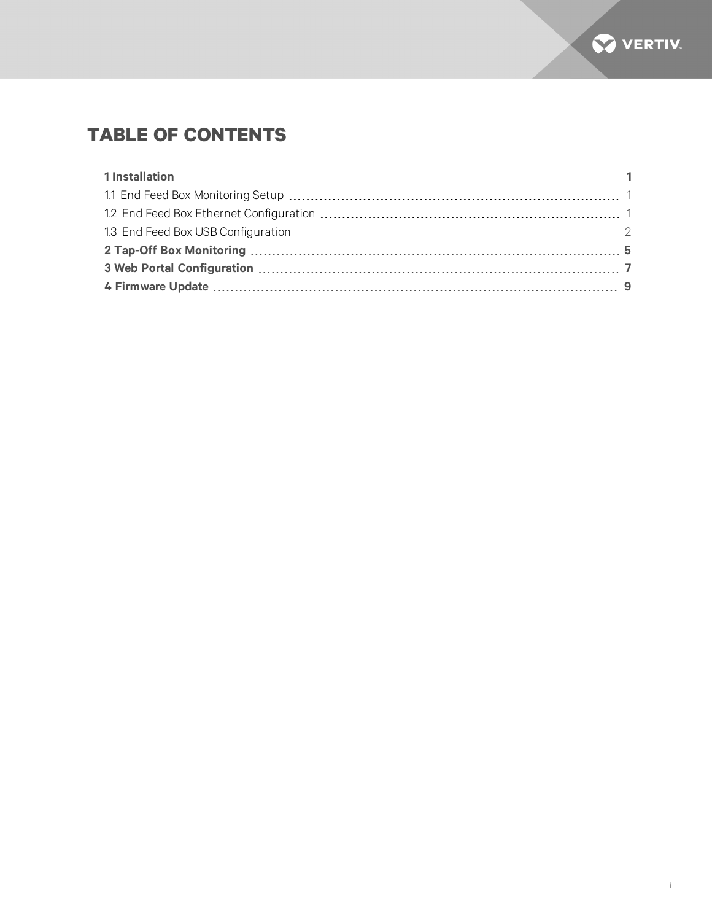# TABLE OF CONTENTS

**1 Installation** **1**

1.1 End Feed Box Monitoring Setup 1

1.2 End Feed Box Ethernet Configuration 1

1.3 End Feed Box USB Configuration 2

**2 Tap-Off Box Monitoring** **5**

**3 Web Portal Configuration** **7**

**4 Firmware Update** **9**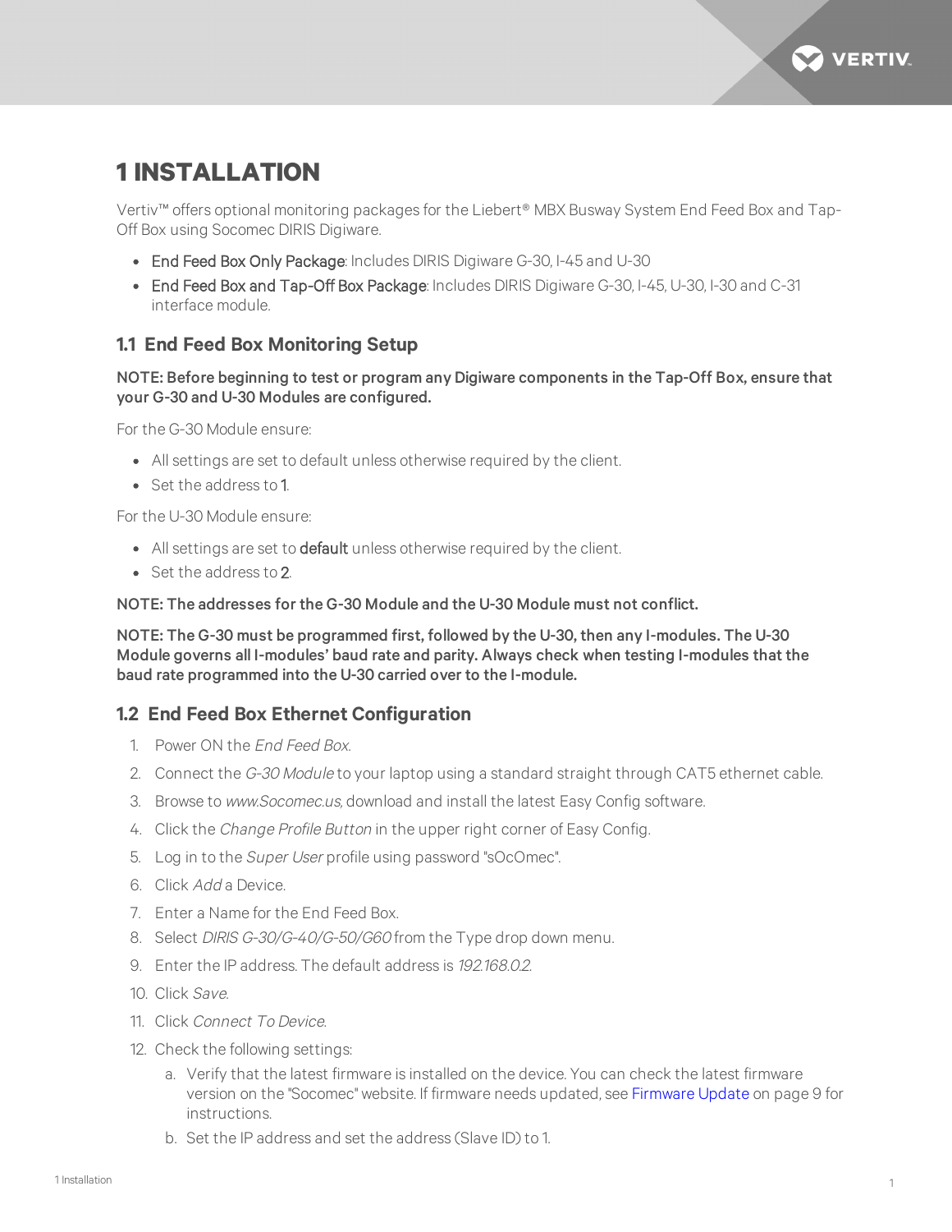# 1 INSTALLATION

Vertiv™ offers optional monitoring packages for the Liebert® MBX Busway System End Feed Box and Tap-Off Box using Socomec DIRIS Digiware.

- End Feed Box Only Package: Includes DIRIS Digiware G-30, I-45 and U-30
- End Feed Box and Tap-Off Box Package: Includes DIRIS Digiware G-30, I-45, U-30, I-30 and C-31 interface module.

## 1.1 End Feed Box Monitoring Setup

**NOTE: Before beginning to test or program any Digiware components in the Tap-Off Box, ensure that your G-30 and U-30 Modules are configured.**

For the G-30 Module ensure:

- All settings are set to default unless otherwise required by the client.
- Set the address to 1.

For the U-30 Module ensure:

- All settings are set to default unless otherwise required by the client.
- Set the address to 2.

**NOTE: The addresses for the G-30 Module and the U-30 Module must not conflict.**

**NOTE: The G-30 must be programmed first, followed by the U-30, then any I-modules. The U-30 Module governs all I-modules' baud rate and parity. Always check when testing I-modules that the baud rate programmed into the U-30 carried over to the I-module.**

## 1.2 End Feed Box Ethernet Configuration

1. Power ON the *End Feed Box*.
2. Connect the *G-30 Module* to your laptop using a standard straight through CAT5 ethernet cable.
3. Browse to *www.Socomec.us*, download and install the latest Easy Config software.
4. Click the *Change Profile Button* in the upper right corner of Easy Config.
5. Log in to the *Super User* profile using password "sOcOmec".
6. Click *Add* a Device.
7. Enter a Name for the End Feed Box.
8. Select *DIRIS G-30/G-40/G-50/G60* from the Type drop down menu.
9. Enter the IP address. The default address is *192.168.0.2*.
10. Click *Save*.
11. Click *Connect To Device*.
12. Check the following settings:
    a. Verify that the latest firmware is installed on the device. You can check the latest firmware version on the "Socomec" website. If firmware needs updated, see Firmware Update on page 9 for instructions.
    b. Set the IP address and set the address (Slave ID) to 1.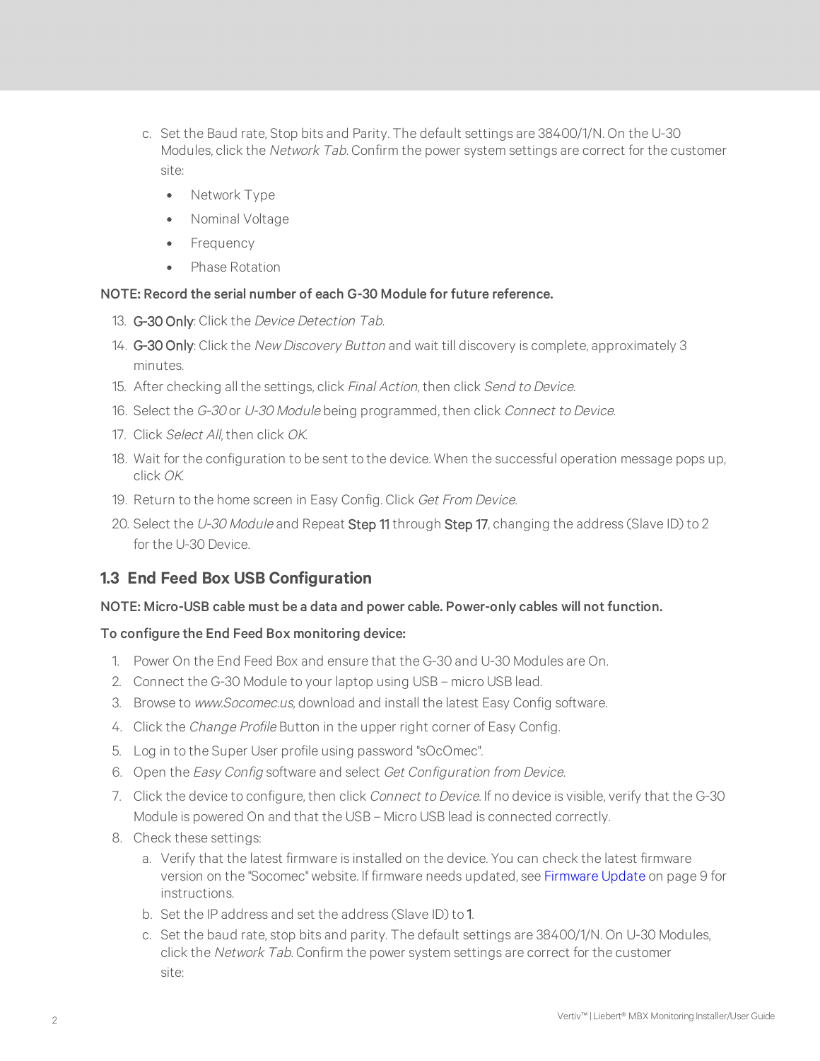c. Set the Baud rate, Stop bits and Parity. The default settings are 38400/1/N. On the U-30 Modules, click the *Network Tab*. Confirm the power system settings are correct for the customer site:

   - Network Type
   - Nominal Voltage
   - Frequency
   - Phase Rotation

**NOTE: Record the serial number of each G-30 Module for future reference.**

13. **G-30 Only**: Click the *Device Detection Tab*.
14. **G-30 Only**: Click the *New Discovery Button* and wait till discovery is complete, approximately 3 minutes.
15. After checking all the settings, click *Final Action*, then click *Send to Device*.
16. Select the *G-30* or *U-30 Module* being programmed, then click *Connect to Device*.
17. Click *Select All*, then click *OK*.
18. Wait for the configuration to be sent to the device. When the successful operation message pops up, click *OK*.
19. Return to the home screen in Easy Config. Click *Get From Device*.
20. Select the *U-30 Module* and Repeat **Step 11** through **Step 17**, changing the address (Slave ID) to 2 for the U-30 Device.

## 1.3 End Feed Box USB Configuration

**NOTE: Micro-USB cable must be a data and power cable. Power-only cables will not function.**

**To configure the End Feed Box monitoring device:**

1. Power On the End Feed Box and ensure that the G-30 and U-30 Modules are On.
2. Connect the G-30 Module to your laptop using USB – micro USB lead.
3. Browse to *www.Socomec.us*, download and install the latest Easy Config software.
4. Click the *Change Profile* Button in the upper right corner of Easy Config.
5. Log in to the Super User profile using password "sOcOmec".
6. Open the *Easy Config* software and select *Get Configuration from Device*.
7. Click the device to configure, then click *Connect to Device*. If no device is visible, verify that the G-30 Module is powered On and that the USB – Micro USB lead is connected correctly.
8. Check these settings:
   a. Verify that the latest firmware is installed on the device. You can check the latest firmware version on the "Socomec" website. If firmware needs updated, see Firmware Update on page 9 for instructions.
   b. Set the IP address and set the address (Slave ID) to **1**.
   c. Set the baud rate, stop bits and parity. The default settings are 38400/1/N. On U-30 Modules, click the *Network Tab*. Confirm the power system settings are correct for the customer site: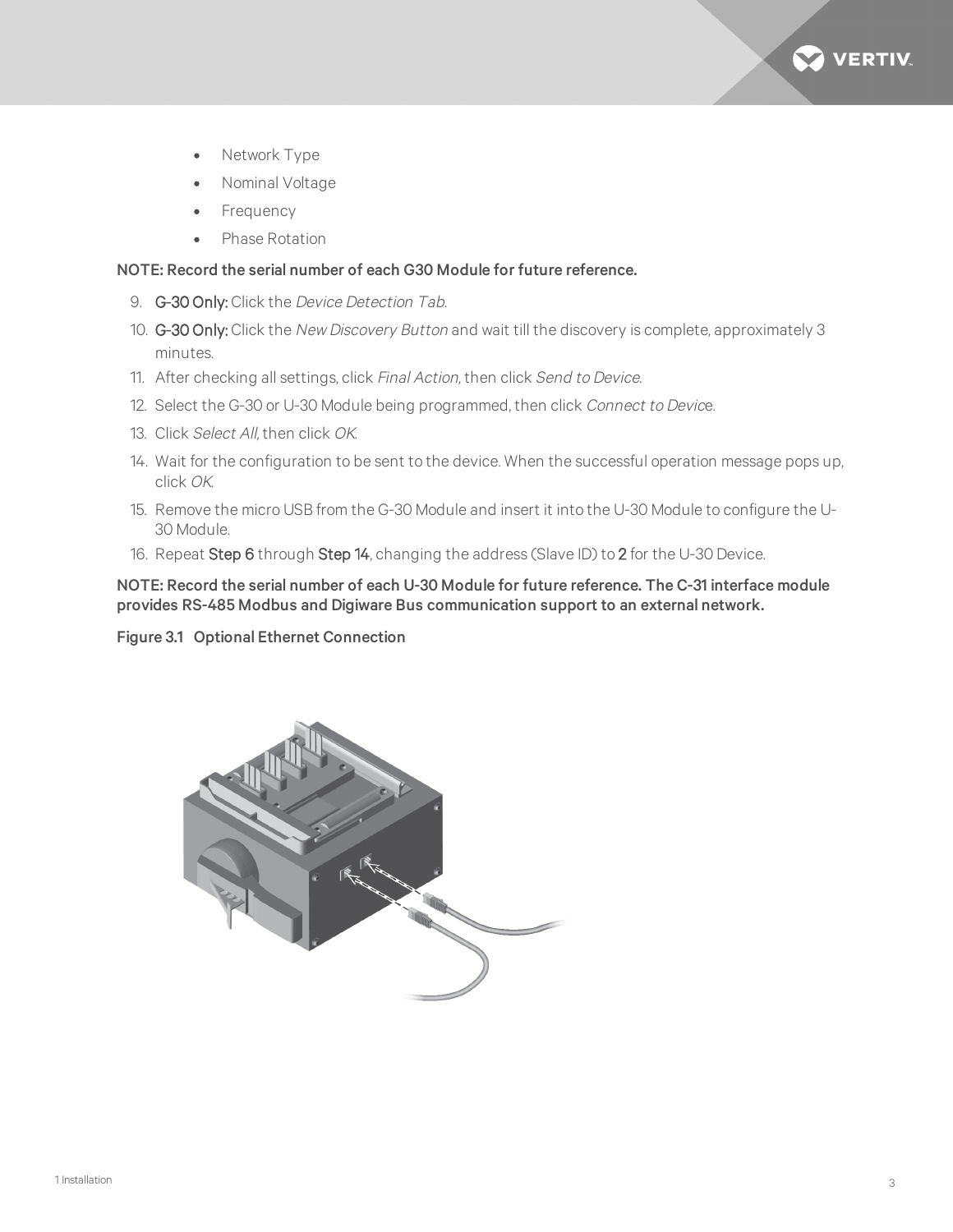- Network Type
- Nominal Voltage
- Frequency
- Phase Rotation

**NOTE: Record the serial number of each G30 Module for future reference.**

9. **G-30 Only:** Click the *Device Detection Tab*.
10. **G-30 Only:** Click the *New Discovery Button* and wait till the discovery is complete, approximately 3 minutes.
11. After checking all settings, click *Final Action*, then click *Send to Device*.
12. Select the G-30 or U-30 Module being programmed, then click *Connect to Device*.
13. Click *Select All*, then click *OK*.
14. Wait for the configuration to be sent to the device. When the successful operation message pops up, click *OK*.
15. Remove the micro USB from the G-30 Module and insert it into the U-30 Module to configure the U-30 Module.
16. Repeat **Step 6** through **Step 14**, changing the address (Slave ID) to **2** for the U-30 Device.

**NOTE: Record the serial number of each U-30 Module for future reference. The C-31 interface module provides RS-485 Modbus and Digiware Bus communication support to an external network.**

**Figure 3.1 Optional Ethernet Connection**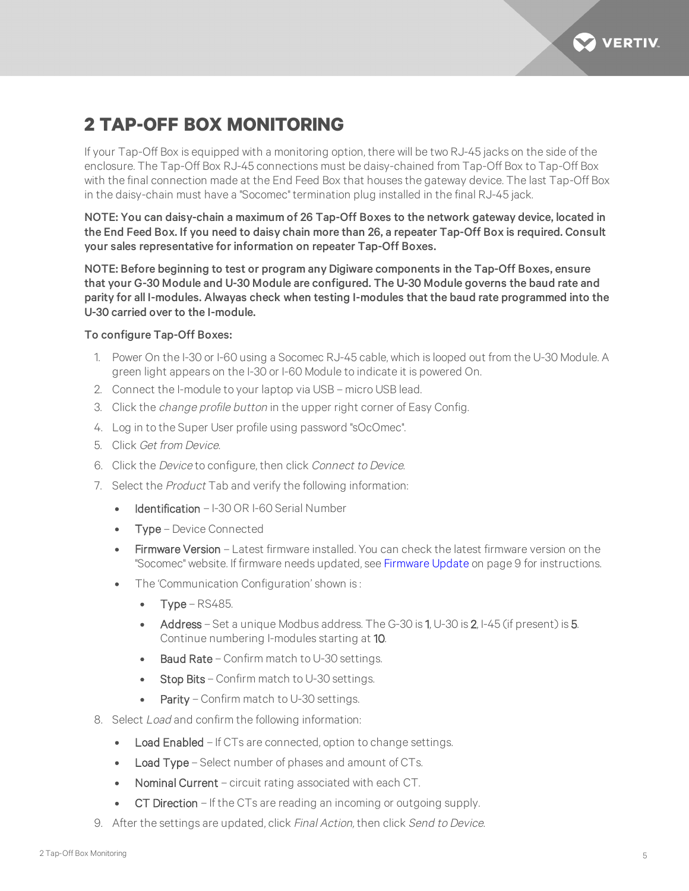# 2 TAP-OFF BOX MONITORING

If your Tap-Off Box is equipped with a monitoring option, there will be two RJ-45 jacks on the side of the enclosure. The Tap-Off Box RJ-45 connections must be daisy-chained from Tap-Off Box to Tap-Off Box with the final connection made at the End Feed Box that houses the gateway device. The last Tap-Off Box in the daisy-chain must have a "Socomec" termination plug installed in the final RJ-45 jack.

**NOTE: You can daisy-chain a maximum of 26 Tap-Off Boxes to the network gateway device, located in the End Feed Box. If you need to daisy chain more than 26, a repeater Tap-Off Box is required. Consult your sales representative for information on repeater Tap-Off Boxes.**

**NOTE: Before beginning to test or program any Digiware components in the Tap-Off Boxes, ensure that your G-30 Module and U-30 Module are configured. The U-30 Module governs the baud rate and parity for all I-modules. Alwayas check when testing I-modules that the baud rate programmed into the U-30 carried over to the I-module.**

**To configure Tap-Off Boxes:**

1. Power On the I-30 or I-60 using a Socomec RJ-45 cable, which is looped out from the U-30 Module. A green light appears on the I-30 or I-60 Module to indicate it is powered On.
2. Connect the I-module to your laptop via USB – micro USB lead.
3. Click the *change profile button* in the upper right corner of Easy Config.
4. Log in to the Super User profile using password "sOcOmec".
5. Click *Get from Device*.
6. Click the *Device* to configure, then click *Connect to Device*.
7. Select the *Product* Tab and verify the following information:
   - Identification – I-30 OR I-60 Serial Number
   - Type – Device Connected
   - Firmware Version – Latest firmware installed. You can check the latest firmware version on the "Socomec" website. If firmware needs updated, see Firmware Update on page 9 for instructions.
   - The 'Communication Configuration' shown is :
     - Type – RS485.
     - Address – Set a unique Modbus address. The G-30 is **1**, U-30 is **2**, I-45 (if present) is **5**. Continue numbering I-modules starting at **10**.
     - Baud Rate – Confirm match to U-30 settings.
     - Stop Bits – Confirm match to U-30 settings.
     - Parity – Confirm match to U-30 settings.
8. Select *Load* and confirm the following information:
   - Load Enabled – If CTs are connected, option to change settings.
   - Load Type – Select number of phases and amount of CTs.
   - Nominal Current – circuit rating associated with each CT.
   - CT Direction – If the CTs are reading an incoming or outgoing supply.
9. After the settings are updated, click *Final Action,* then click *Send to Device*.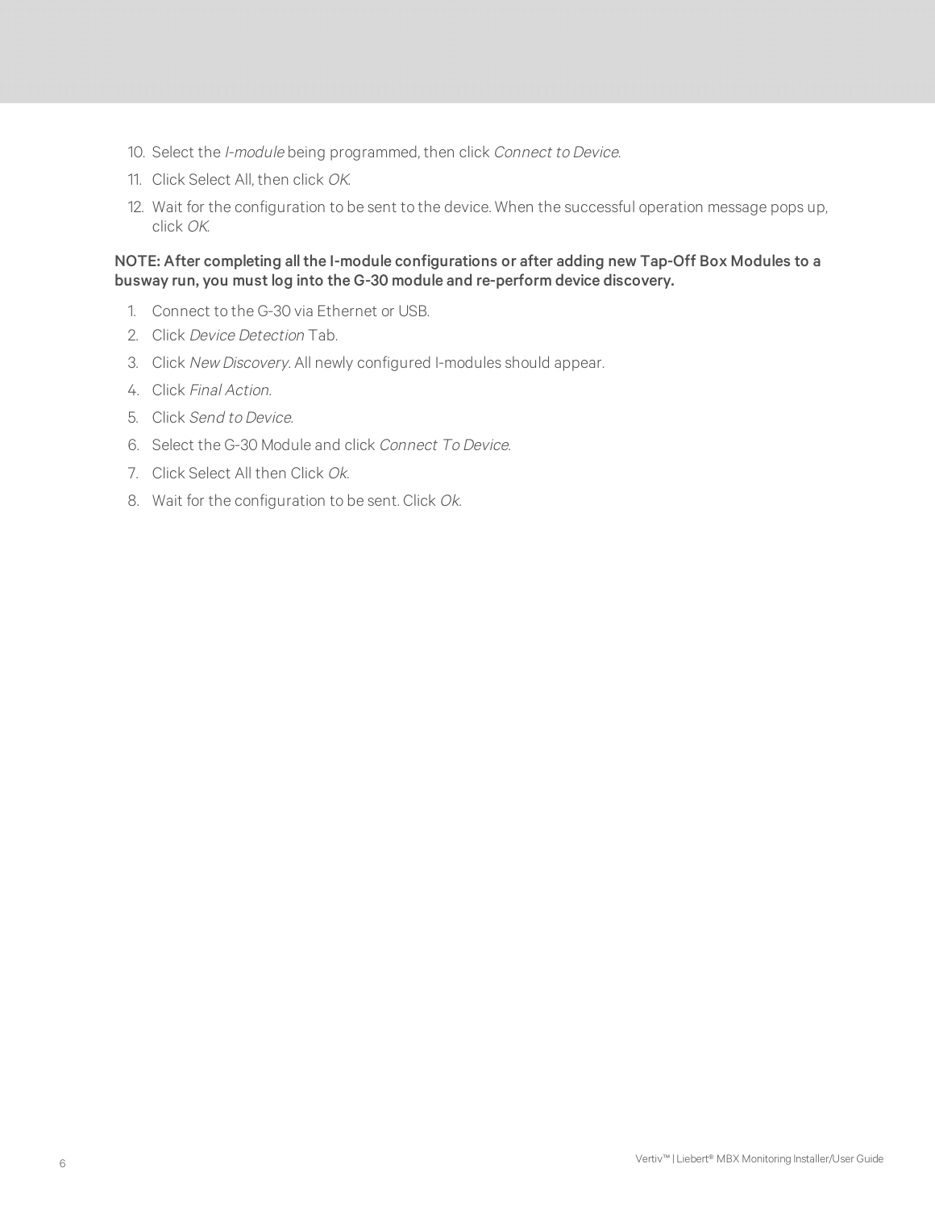10. Select the *I-module* being programmed, then click *Connect to Device*.
11. Click Select All, then click *OK*.
12. Wait for the configuration to be sent to the device. When the successful operation message pops up, click *OK*.

**NOTE: After completing all the I-module configurations or after adding new Tap-Off Box Modules to a busway run, you must log into the G-30 module and re-perform device discovery.**

1. Connect to the G-30 via Ethernet or USB.
2. Click *Device Detection* Tab.
3. Click *New Discovery*. All newly configured I-modules should appear.
4. Click *Final Action*.
5. Click *Send to Device*.
6. Select the G-30 Module and click *Connect To Device*.
7. Click Select All then Click *Ok*.
8. Wait for the configuration to be sent. Click *Ok*.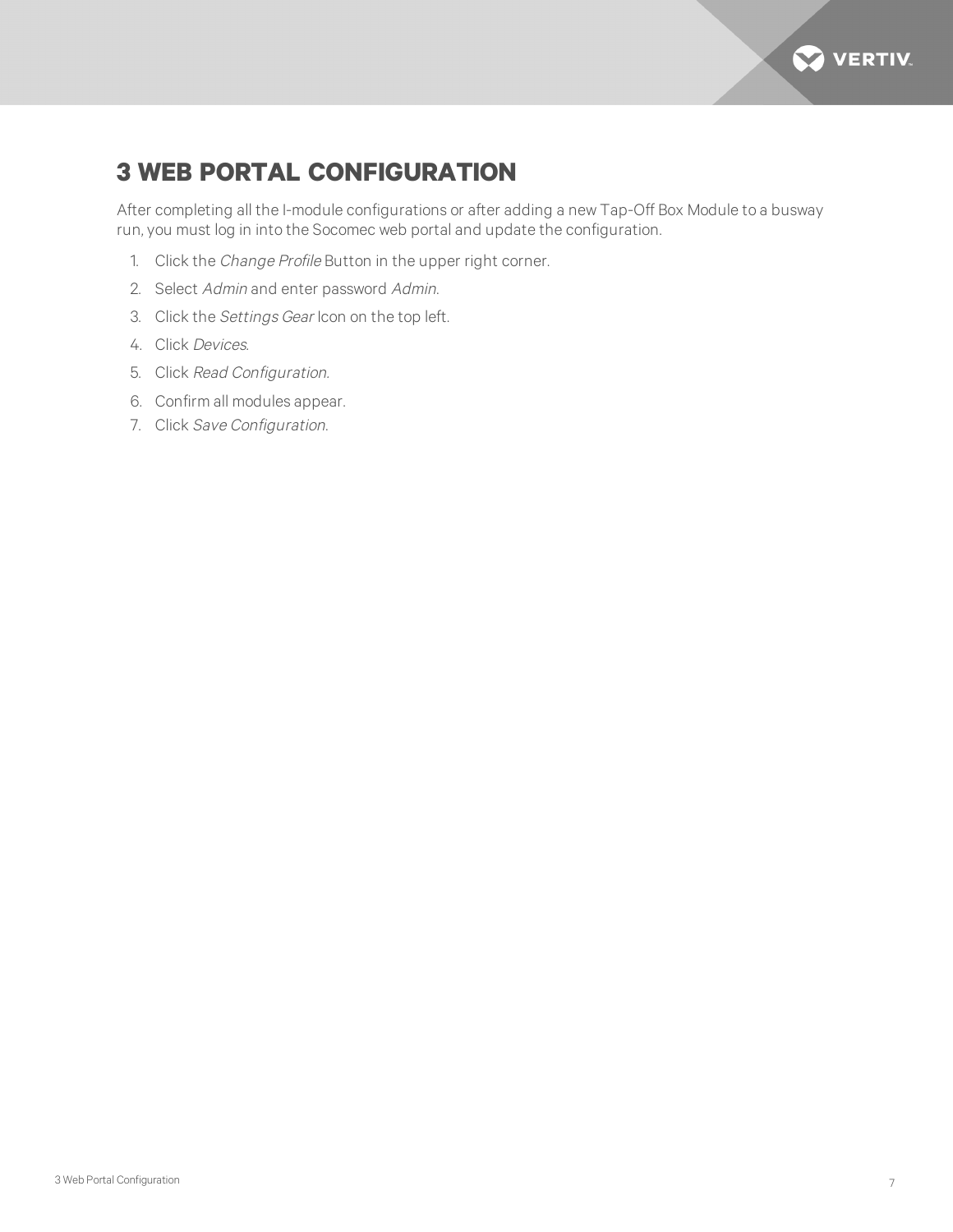# 3 WEB PORTAL CONFIGURATION

After completing all the I-module configurations or after adding a new Tap-Off Box Module to a busway run, you must log in into the Socomec web portal and update the configuration.

1. Click the *Change Profile* Button in the upper right corner.
2. Select *Admin* and enter password *Admin*.
3. Click the *Settings Gear* Icon on the top left.
4. Click *Devices*.
5. Click *Read Configuration*.
6. Confirm all modules appear.
7. Click *Save Configuration*.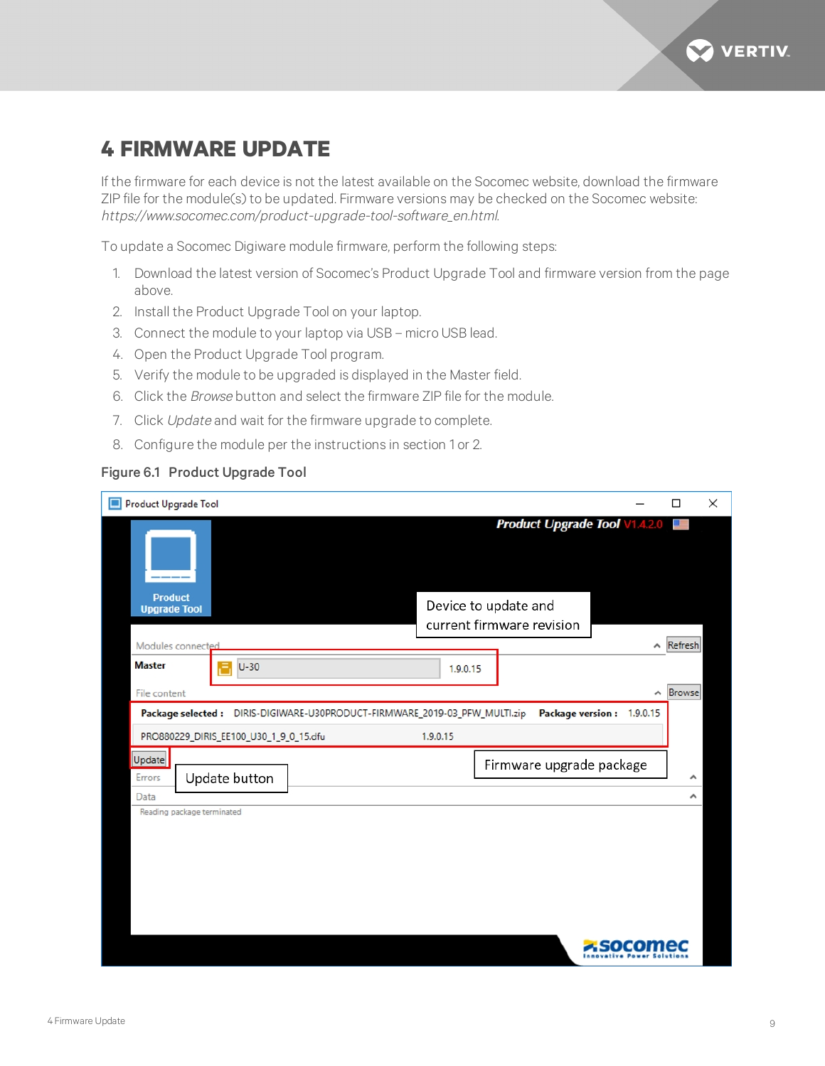# 4 FIRMWARE UPDATE

If the firmware for each device is not the latest available on the Socomec website, download the firmware ZIP file for the module(s) to be updated. Firmware versions may be checked on the Socomec website: *https://www.socomec.com/product-upgrade-tool-software_en.html*.

To update a Socomec Digiware module firmware, perform the following steps:

1. Download the latest version of Socomec's Product Upgrade Tool and firmware version from the page above.
2. Install the Product Upgrade Tool on your laptop.
3. Connect the module to your laptop via USB – micro USB lead.
4. Open the Product Upgrade Tool program.
5. Verify the module to be upgraded is displayed in the Master field.
6. Click the *Browse* button and select the firmware ZIP file for the module.
7. Click *Update* and wait for the firmware upgrade to complete.
8. Configure the module per the instructions in section 1 or 2.

**Figure 6.1 Product Upgrade Tool**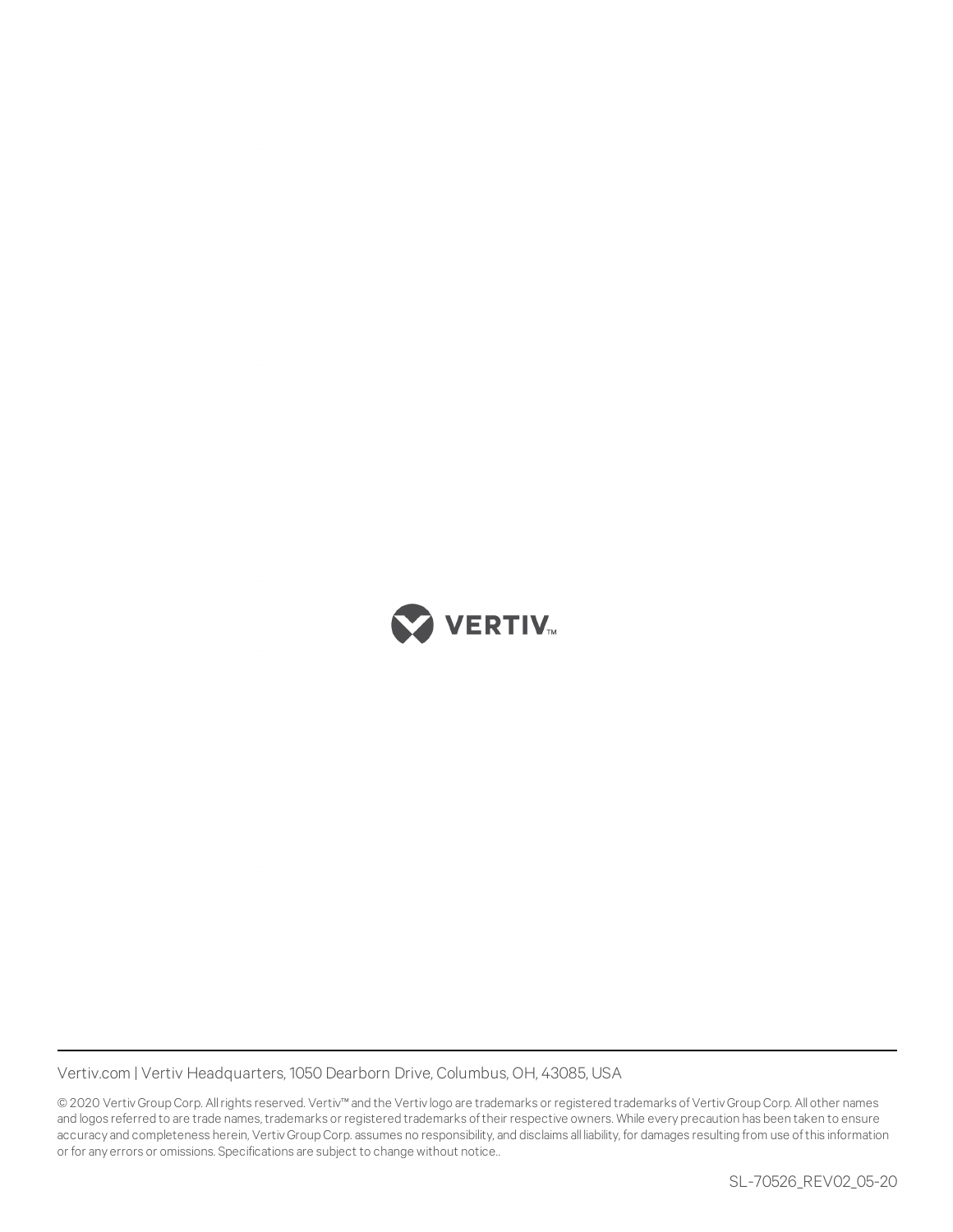VERTIV™

Vertiv.com | Vertiv Headquarters, 1050 Dearborn Drive, Columbus, OH, 43085, USA

© 2020 Vertiv Group Corp. All rights reserved. Vertiv™ and the Vertiv logo are trademarks or registered trademarks of Vertiv Group Corp. All other names and logos referred to are trade names, trademarks or registered trademarks of their respective owners. While every precaution has been taken to ensure accuracy and completeness herein, Vertiv Group Corp. assumes no responsibility, and disclaims all liability, for damages resulting from use of this information or for any errors or omissions. Specifications are subject to change without notice..

SL-70526_REV02_05-20